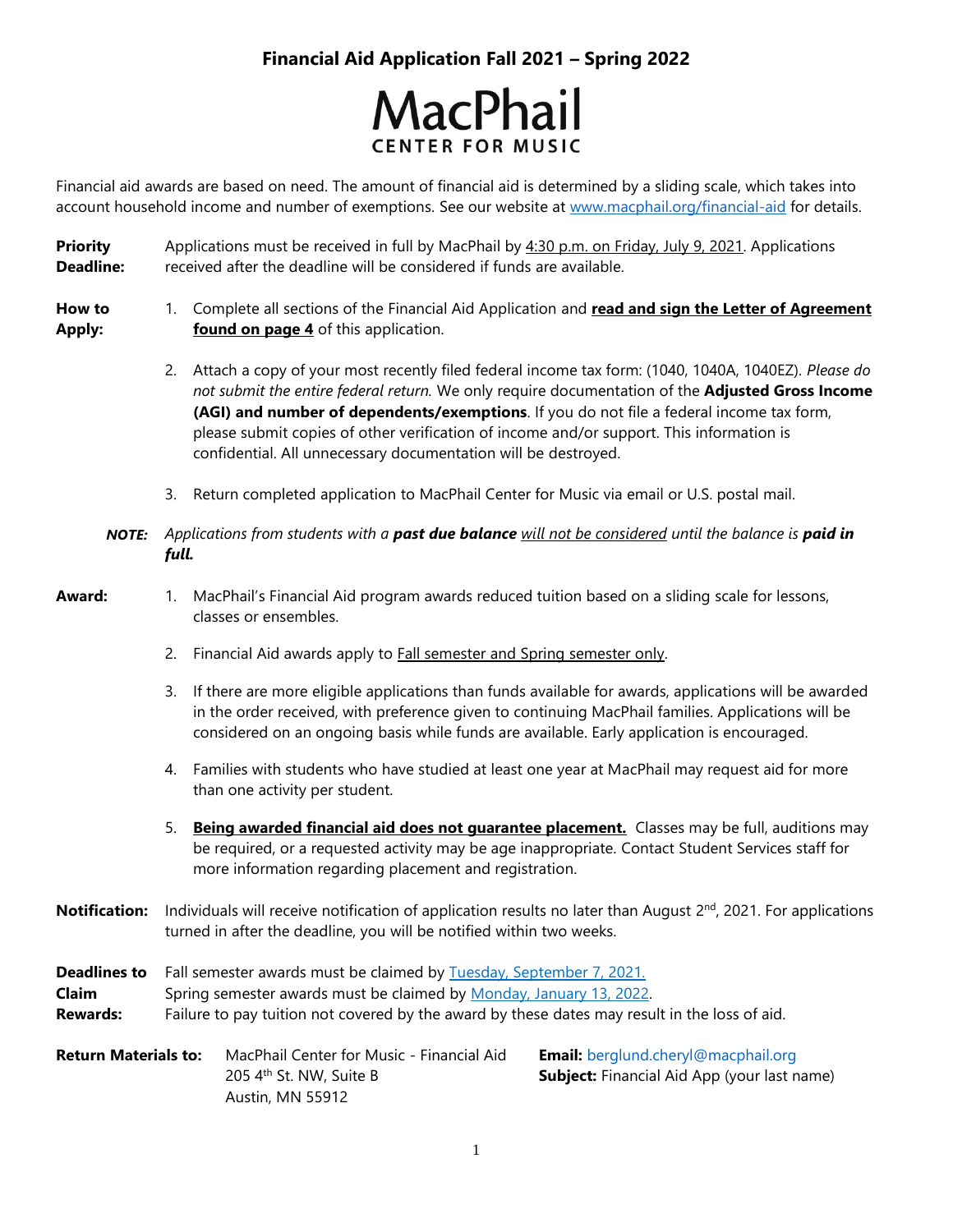# Financial Aid Application Fall 2021 – Spring 2022

**MacPhail**
**CENTER FOR MUSIC**

Financial aid awards are based on need. The amount of financial aid is determined by a sliding scale, which takes into account household income and number of exemptions. See our website at www.macphail.org/financial-aid for details.

**Priority Deadline:** Applications must be received in full by MacPhail by 4:30 p.m. on Friday, July 9, 2021. Applications received after the deadline will be considered if funds are available.

**How to Apply:**

1. Complete all sections of the Financial Aid Application and **read and sign the Letter of Agreement found on page 4** of this application.
2. Attach a copy of your most recently filed federal income tax form: (1040, 1040A, 1040EZ). *Please do not submit the entire federal return.* We only require documentation of the **Adjusted Gross Income (AGI) and number of dependents/exemptions**. If you do not file a federal income tax form, please submit copies of other verification of income and/or support. This information is confidential. All unnecessary documentation will be destroyed.
3. Return completed application to MacPhail Center for Music via email or U.S. postal mail.

***NOTE:*** *Applications from students with a **past due balance** will not be considered until the balance is **paid in full.***

**Award:**

1. MacPhail's Financial Aid program awards reduced tuition based on a sliding scale for lessons, classes or ensembles.
2. Financial Aid awards apply to Fall semester and Spring semester only.
3. If there are more eligible applications than funds available for awards, applications will be awarded in the order received, with preference given to continuing MacPhail families. Applications will be considered on an ongoing basis while funds are available. Early application is encouraged.
4. Families with students who have studied at least one year at MacPhail may request aid for more than one activity per student.
5. **Being awarded financial aid does not guarantee placement.** Classes may be full, auditions may be required, or a requested activity may be age inappropriate. Contact Student Services staff for more information regarding placement and registration.

**Notification:** Individuals will receive notification of application results no later than August 2nd, 2021. For applications turned in after the deadline, you will be notified within two weeks.

**Deadlines to Claim Rewards:**
Fall semester awards must be claimed by Tuesday, September 7, 2021.
Spring semester awards must be claimed by Monday, January 13, 2022.
Failure to pay tuition not covered by the award by these dates may result in the loss of aid.

**Return Materials to:**
MacPhail Center for Music - Financial Aid
205 4th St. NW, Suite B
Austin, MN 55912

**Email:** berglund.cheryl@macphail.org
**Subject:** Financial Aid App (your last name)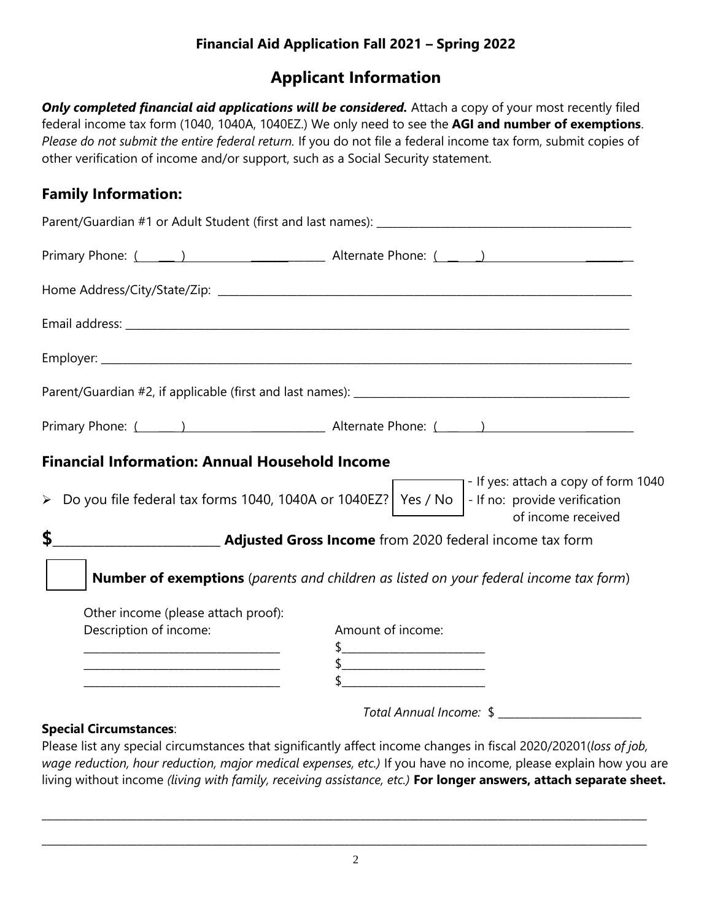**Financial Aid Application Fall 2021 – Spring 2022**

# Applicant Information

***Only completed financial aid applications will be considered.*** Attach a copy of your most recently filed federal income tax form (1040, 1040A, 1040EZ.) We only need to see the **AGI and number of exemptions**. *Please do not submit the entire federal return.* If you do not file a federal income tax form, submit copies of other verification of income and/or support, such as a Social Security statement.

## Family Information:

Parent/Guardian #1 or Adult Student (first and last names): ______________________________

Primary Phone: (     ) ______________ Alternate Phone: (     ) ______________

Home Address/City/State/Zip: ______________________________

Email address: ______________________________

Employer: ______________________________

Parent/Guardian #2, if applicable (first and last names): ______________________________

Primary Phone: (     ) ______________ Alternate Phone: (     ) ______________

## Financial Information: Annual Household Income

- Do you file federal tax forms 1040, 1040A or 1040EZ? Yes / No
  - If yes: attach a copy of form 1040
  - If no: provide verification of income received

**$**______________ **Adjusted Gross Income** from 2020 federal income tax form

☐ **Number of exemptions** (*parents and children as listed on your federal income tax form*)

Other income (please attach proof):

| Description of income: | Amount of income: |
|---|---|
| ______________ | $______________ |
| ______________ | $______________ |
| ______________ | $______________ |

*Total Annual Income:* $ ______________

**Special Circumstances**:

Please list any special circumstances that significantly affect income changes in fiscal 2020/20201(*loss of job, wage reduction, hour reduction, major medical expenses, etc.)* If you have no income, please explain how you are living without income *(living with family, receiving assistance, etc.)* **For longer answers, attach separate sheet.**

______________________________

______________________________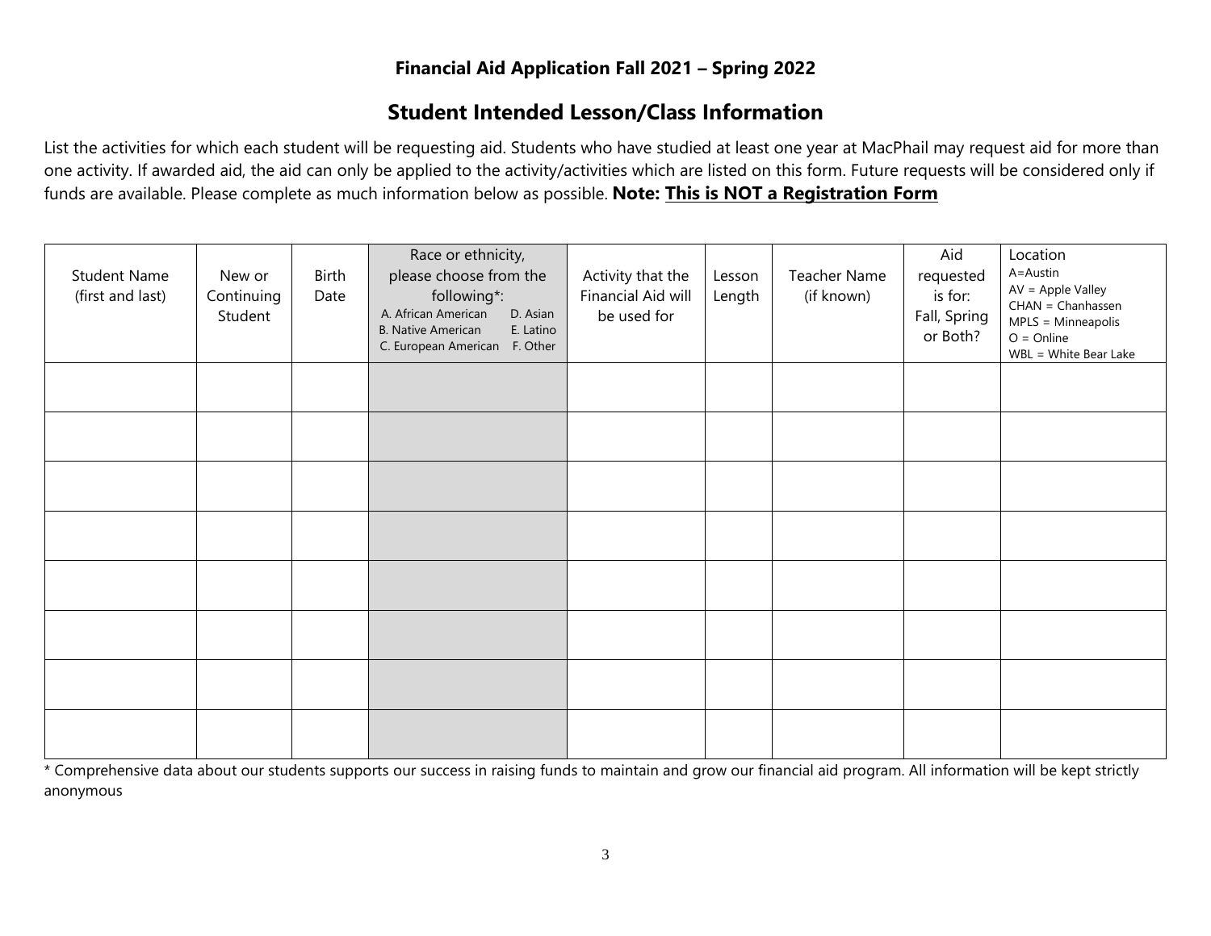## Financial Aid Application Fall 2021 – Spring 2022

# Student Intended Lesson/Class Information

List the activities for which each student will be requesting aid. Students who have studied at least one year at MacPhail may request aid for more than one activity. If awarded aid, the aid can only be applied to the activity/activities which are listed on this form. Future requests will be considered only if funds are available. Please complete as much information below as possible. **Note: <u>This is NOT a Registration Form</u>**

| Student Name (first and last) | New or Continuing Student | Birth Date | Race or ethnicity, please choose from the following*: A. African American B. Native American C. European American D. Asian E. Latino F. Other | Activity that the Financial Aid will be used for | Lesson Length | Teacher Name (if known) | Aid requested is for: Fall, Spring or Both? | Location A=Austin AV = Apple Valley CHAN = Chanhassen MPLS = Minneapolis O = Online WBL = White Bear Lake |
|---|---|---|---|---|---|---|---|---|
| | | | | | | | | |
| | | | | | | | | |
| | | | | | | | | |
| | | | | | | | | |
| | | | | | | | | |
| | | | | | | | | |
| | | | | | | | | |
| | | | | | | | | |

* Comprehensive data about our students supports our success in raising funds to maintain and grow our financial aid program. All information will be kept strictly anonymous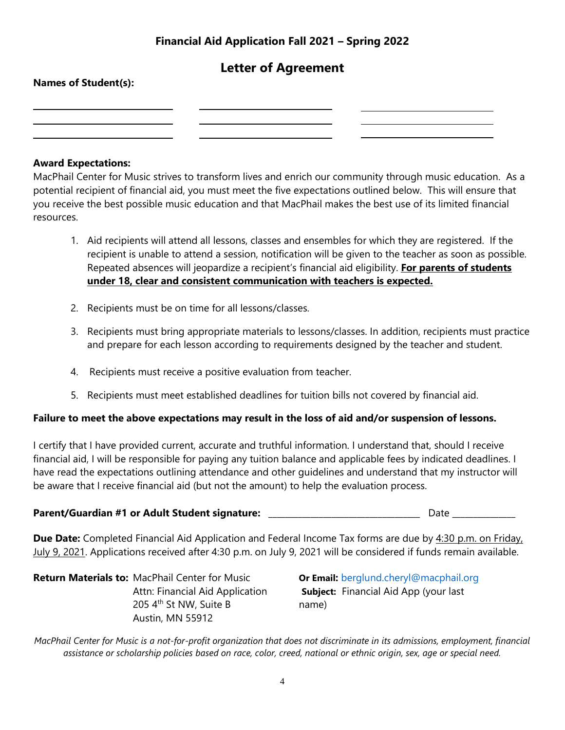## Financial Aid Application Fall 2021 – Spring 2022

# Letter of Agreement

**Names of Student(s):**

| | | |
|---|---|---|
| ______________________ | ______________________ | ______________________ |
| ______________________ | ______________________ | ______________________ |
| ______________________ | ______________________ | ______________________ |

**Award Expectations:**

MacPhail Center for Music strives to transform lives and enrich our community through music education. As a potential recipient of financial aid, you must meet the five expectations outlined below. This will ensure that you receive the best possible music education and that MacPhail makes the best use of its limited financial resources.

1. Aid recipients will attend all lessons, classes and ensembles for which they are registered. If the recipient is unable to attend a session, notification will be given to the teacher as soon as possible. Repeated absences will jeopardize a recipient's financial aid eligibility. <u>**For parents of students under 18, clear and consistent communication with teachers is expected.**</u>

2. Recipients must be on time for all lessons/classes.

3. Recipients must bring appropriate materials to lessons/classes. In addition, recipients must practice and prepare for each lesson according to requirements designed by the teacher and student.

4. Recipients must receive a positive evaluation from teacher.

5. Recipients must meet established deadlines for tuition bills not covered by financial aid.

**Failure to meet the above expectations may result in the loss of aid and/or suspension of lessons.**

I certify that I have provided current, accurate and truthful information. I understand that, should I receive financial aid, I will be responsible for paying any tuition balance and applicable fees by indicated deadlines. I have read the expectations outlining attendance and other guidelines and understand that my instructor will be aware that I receive financial aid (but not the amount) to help the evaluation process.

**Parent/Guardian #1 or Adult Student signature:** ________________________________ Date ______________

**Due Date:** Completed Financial Aid Application and Federal Income Tax forms are due by <u>4:30 p.m. on Friday, July 9, 2021</u>. Applications received after 4:30 p.m. on July 9, 2021 will be considered if funds remain available.

**Return Materials to:** MacPhail Center for Music
Attn: Financial Aid Application
205 4th St NW, Suite B
Austin, MN 55912

**Or Email:** berglund.cheryl@macphail.org
**Subject:** Financial Aid App (your last name)

*MacPhail Center for Music is a not-for-profit organization that does not discriminate in its admissions, employment, financial assistance or scholarship policies based on race, color, creed, national or ethnic origin, sex, age or special need.*